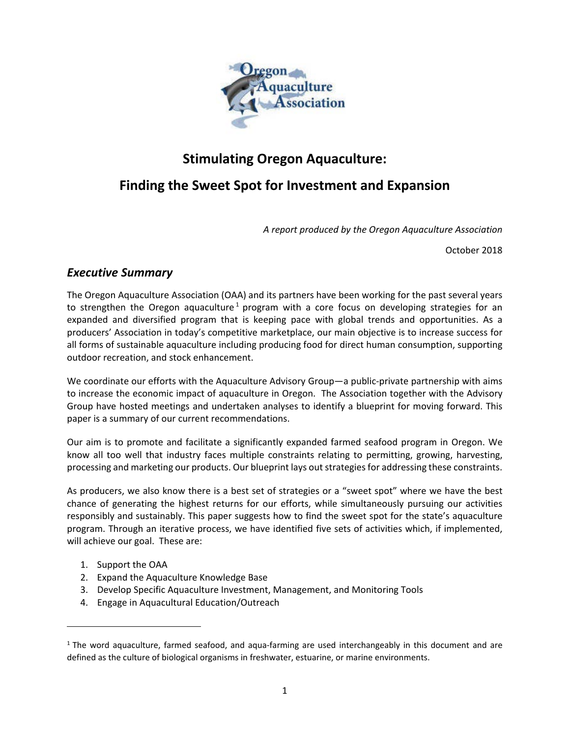# Stimulating Oregon Aquaculture:

## Finding the Sweet Spot for Investment and Expansion

*A report produced by the Oregon Aquaculture Association*

October 2018

### *Executive Summary*

The Oregon Aquaculture Association (OAA) and its partners have been working for the past several years to strengthen the Oregon aquaculture[1] program with a core focus on developing strategies for an expanded and diversified program that is keeping pace with global trends and opportunities. As a producers' Association in today's competitive marketplace, our main objective is to increase success for all forms of sustainable aquaculture including producing food for direct human consumption, supporting outdoor recreation, and stock enhancement.

We coordinate our efforts with the Aquaculture Advisory Group—a public-private partnership with aims to increase the economic impact of aquaculture in Oregon. The Association together with the Advisory Group have hosted meetings and undertaken analyses to identify a blueprint for moving forward. This paper is a summary of our current recommendations.

Our aim is to promote and facilitate a significantly expanded farmed seafood program in Oregon. We know all too well that industry faces multiple constraints relating to permitting, growing, harvesting, processing and marketing our products. Our blueprint lays out strategies for addressing these constraints.

As producers, we also know there is a best set of strategies or a "sweet spot" where we have the best chance of generating the highest returns for our efforts, while simultaneously pursuing our activities responsibly and sustainably. This paper suggests how to find the sweet spot for the state's aquaculture program. Through an iterative process, we have identified five sets of activities which, if implemented, will achieve our goal. These are:

1. Support the OAA
2. Expand the Aquaculture Knowledge Base
3. Develop Specific Aquaculture Investment, Management, and Monitoring Tools
4. Engage in Aquacultural Education/Outreach

[1] The word aquaculture, farmed seafood, and aqua-farming are used interchangeably in this document and are defined as the culture of biological organisms in freshwater, estuarine, or marine environments.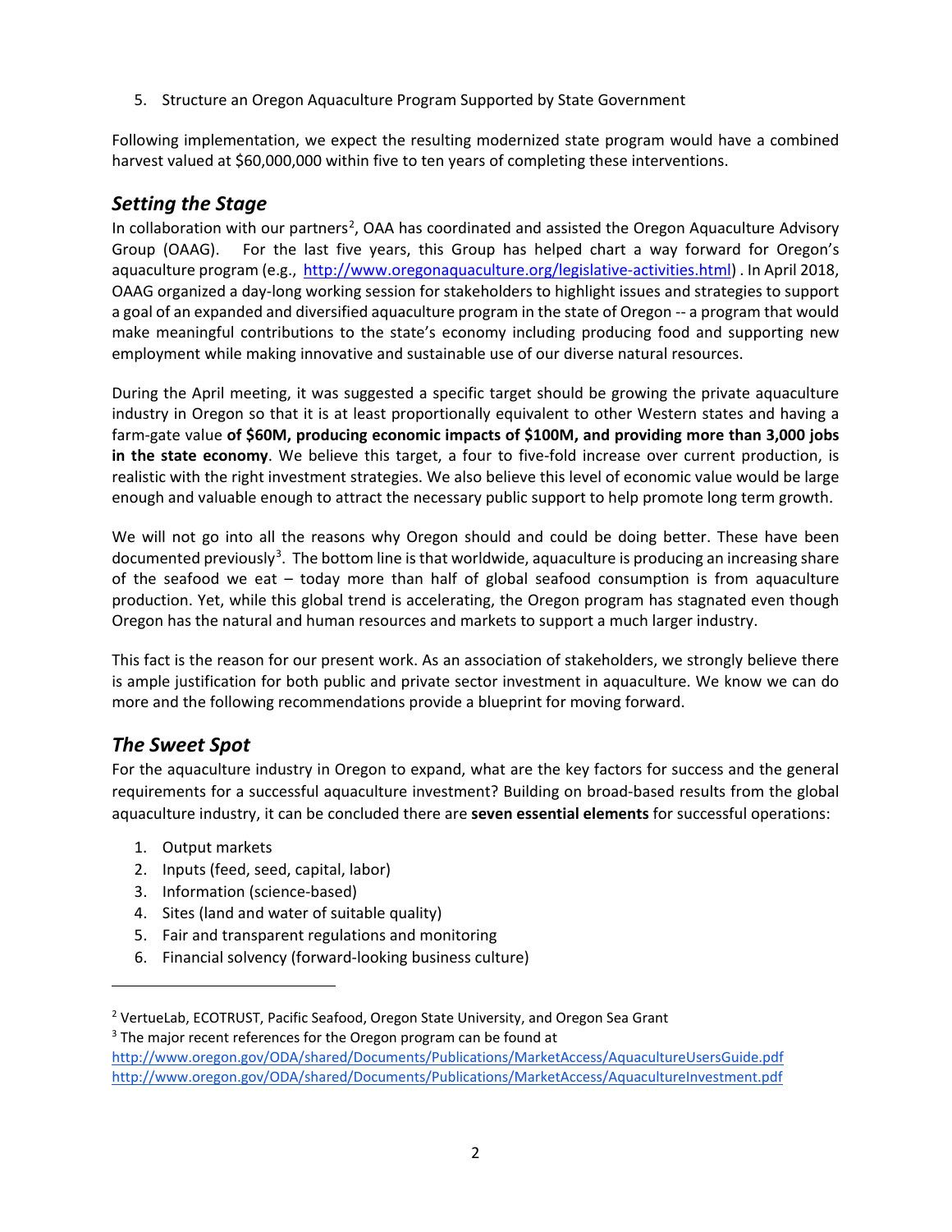5. Structure an Oregon Aquaculture Program Supported by State Government

Following implementation, we expect the resulting modernized state program would have a combined harvest valued at $60,000,000 within five to ten years of completing these interventions.

## *Setting the Stage*

In collaboration with our partners[2], OAA has coordinated and assisted the Oregon Aquaculture Advisory Group (OAAG). For the last five years, this Group has helped chart a way forward for Oregon's aquaculture program (e.g., http://www.oregonaquaculture.org/legislative-activities.html) . In April 2018, OAAG organized a day-long working session for stakeholders to highlight issues and strategies to support a goal of an expanded and diversified aquaculture program in the state of Oregon -- a program that would make meaningful contributions to the state's economy including producing food and supporting new employment while making innovative and sustainable use of our diverse natural resources.

During the April meeting, it was suggested a specific target should be growing the private aquaculture industry in Oregon so that it is at least proportionally equivalent to other Western states and having a farm-gate value **of $60M, producing economic impacts of $100M, and providing more than 3,000 jobs in the state economy**. We believe this target, a four to five-fold increase over current production, is realistic with the right investment strategies. We also believe this level of economic value would be large enough and valuable enough to attract the necessary public support to help promote long term growth.

We will not go into all the reasons why Oregon should and could be doing better. These have been documented previously[3]. The bottom line is that worldwide, aquaculture is producing an increasing share of the seafood we eat – today more than half of global seafood consumption is from aquaculture production. Yet, while this global trend is accelerating, the Oregon program has stagnated even though Oregon has the natural and human resources and markets to support a much larger industry.

This fact is the reason for our present work. As an association of stakeholders, we strongly believe there is ample justification for both public and private sector investment in aquaculture. We know we can do more and the following recommendations provide a blueprint for moving forward.

## *The Sweet Spot*

For the aquaculture industry in Oregon to expand, what are the key factors for success and the general requirements for a successful aquaculture investment? Building on broad-based results from the global aquaculture industry, it can be concluded there are **seven essential elements** for successful operations:

1. Output markets
2. Inputs (feed, seed, capital, labor)
3. Information (science-based)
4. Sites (land and water of suitable quality)
5. Fair and transparent regulations and monitoring
6. Financial solvency (forward-looking business culture)

---

[2] VertueLab, ECOTRUST, Pacific Seafood, Oregon State University, and Oregon Sea Grant

[3] The major recent references for the Oregon program can be found at
http://www.oregon.gov/ODA/shared/Documents/Publications/MarketAccess/AquacultureUsersGuide.pdf
http://www.oregon.gov/ODA/shared/Documents/Publications/MarketAccess/AquacultureInvestment.pdf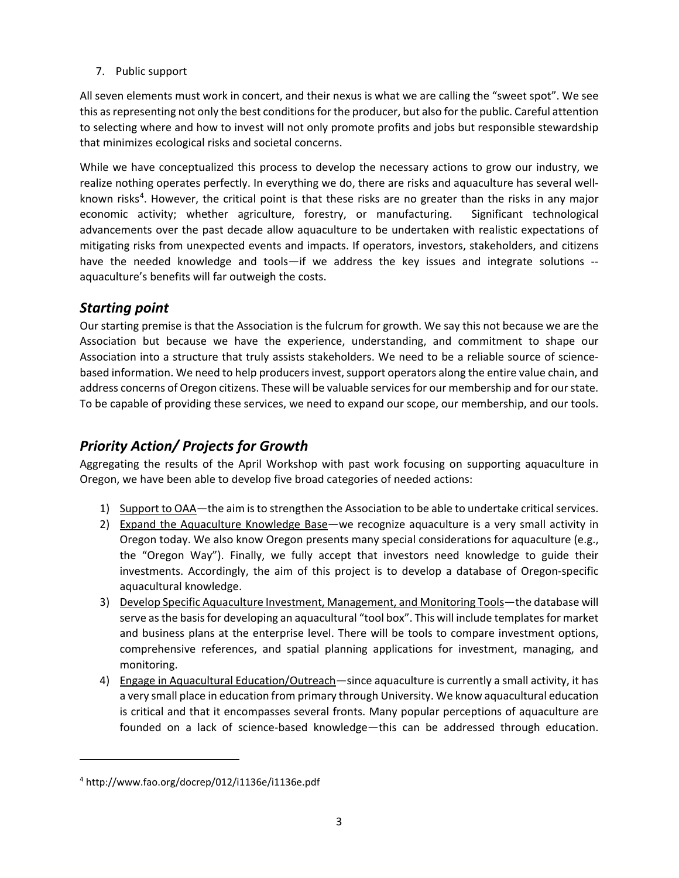7. Public support

All seven elements must work in concert, and their nexus is what we are calling the "sweet spot". We see this as representing not only the best conditions for the producer, but also for the public. Careful attention to selecting where and how to invest will not only promote profits and jobs but responsible stewardship that minimizes ecological risks and societal concerns.

While we have conceptualized this process to develop the necessary actions to grow our industry, we realize nothing operates perfectly. In everything we do, there are risks and aquaculture has several well-known risks[4]. However, the critical point is that these risks are no greater than the risks in any major economic activity; whether agriculture, forestry, or manufacturing. Significant technological advancements over the past decade allow aquaculture to be undertaken with realistic expectations of mitigating risks from unexpected events and impacts. If operators, investors, stakeholders, and citizens have the needed knowledge and tools—if we address the key issues and integrate solutions -- aquaculture's benefits will far outweigh the costs.

## *Starting point*

Our starting premise is that the Association is the fulcrum for growth. We say this not because we are the Association but because we have the experience, understanding, and commitment to shape our Association into a structure that truly assists stakeholders. We need to be a reliable source of science-based information. We need to help producers invest, support operators along the entire value chain, and address concerns of Oregon citizens. These will be valuable services for our membership and for our state. To be capable of providing these services, we need to expand our scope, our membership, and our tools.

## *Priority Action/ Projects for Growth*

Aggregating the results of the April Workshop with past work focusing on supporting aquaculture in Oregon, we have been able to develop five broad categories of needed actions:

1) Support to OAA—the aim is to strengthen the Association to be able to undertake critical services.
2) Expand the Aquaculture Knowledge Base—we recognize aquaculture is a very small activity in Oregon today. We also know Oregon presents many special considerations for aquaculture (e.g., the "Oregon Way"). Finally, we fully accept that investors need knowledge to guide their investments. Accordingly, the aim of this project is to develop a database of Oregon-specific aquacultural knowledge.
3) Develop Specific Aquaculture Investment, Management, and Monitoring Tools—the database will serve as the basis for developing an aquacultural "tool box". This will include templates for market and business plans at the enterprise level. There will be tools to compare investment options, comprehensive references, and spatial planning applications for investment, managing, and monitoring.
4) Engage in Aquacultural Education/Outreach—since aquaculture is currently a small activity, it has a very small place in education from primary through University. We know aquacultural education is critical and that it encompasses several fronts. Many popular perceptions of aquaculture are founded on a lack of science-based knowledge—this can be addressed through education.

---

[4] http://www.fao.org/docrep/012/i1136e/i1136e.pdf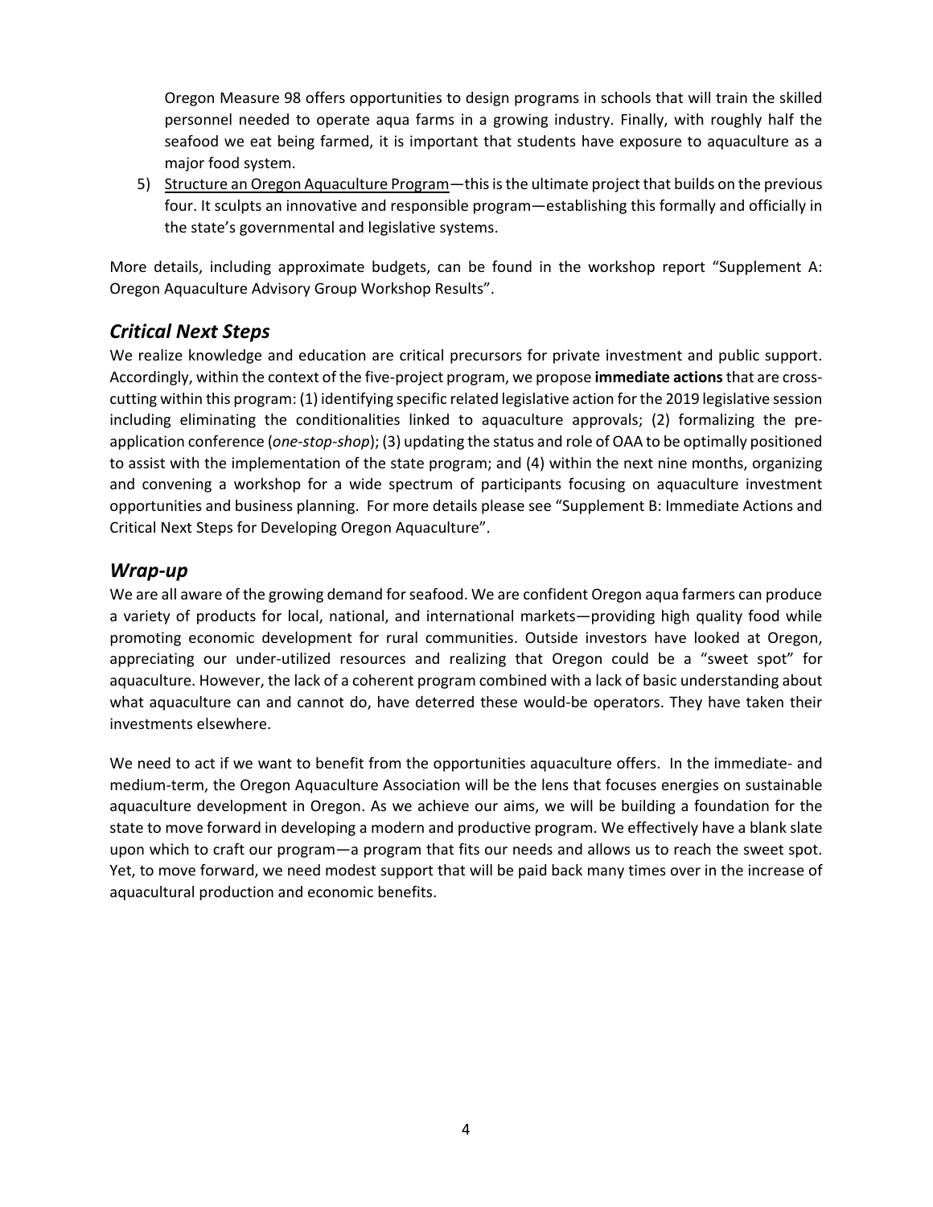Oregon Measure 98 offers opportunities to design programs in schools that will train the skilled personnel needed to operate aqua farms in a growing industry. Finally, with roughly half the seafood we eat being farmed, it is important that students have exposure to aquaculture as a major food system.

5) Structure an Oregon Aquaculture Program—this is the ultimate project that builds on the previous four. It sculpts an innovative and responsible program—establishing this formally and officially in the state's governmental and legislative systems.

More details, including approximate budgets, can be found in the workshop report "Supplement A: Oregon Aquaculture Advisory Group Workshop Results".

## *Critical Next Steps*

We realize knowledge and education are critical precursors for private investment and public support. Accordingly, within the context of the five-project program, we propose **immediate actions** that are cross-cutting within this program: (1) identifying specific related legislative action for the 2019 legislative session including eliminating the conditionalities linked to aquaculture approvals; (2) formalizing the pre-application conference (*one-stop-shop*); (3) updating the status and role of OAA to be optimally positioned to assist with the implementation of the state program; and (4) within the next nine months, organizing and convening a workshop for a wide spectrum of participants focusing on aquaculture investment opportunities and business planning. For more details please see "Supplement B: Immediate Actions and Critical Next Steps for Developing Oregon Aquaculture".

## *Wrap-up*

We are all aware of the growing demand for seafood. We are confident Oregon aqua farmers can produce a variety of products for local, national, and international markets—providing high quality food while promoting economic development for rural communities. Outside investors have looked at Oregon, appreciating our under-utilized resources and realizing that Oregon could be a "sweet spot" for aquaculture. However, the lack of a coherent program combined with a lack of basic understanding about what aquaculture can and cannot do, have deterred these would-be operators. They have taken their investments elsewhere.

We need to act if we want to benefit from the opportunities aquaculture offers. In the immediate- and medium-term, the Oregon Aquaculture Association will be the lens that focuses energies on sustainable aquaculture development in Oregon. As we achieve our aims, we will be building a foundation for the state to move forward in developing a modern and productive program. We effectively have a blank slate upon which to craft our program—a program that fits our needs and allows us to reach the sweet spot. Yet, to move forward, we need modest support that will be paid back many times over in the increase of aquacultural production and economic benefits.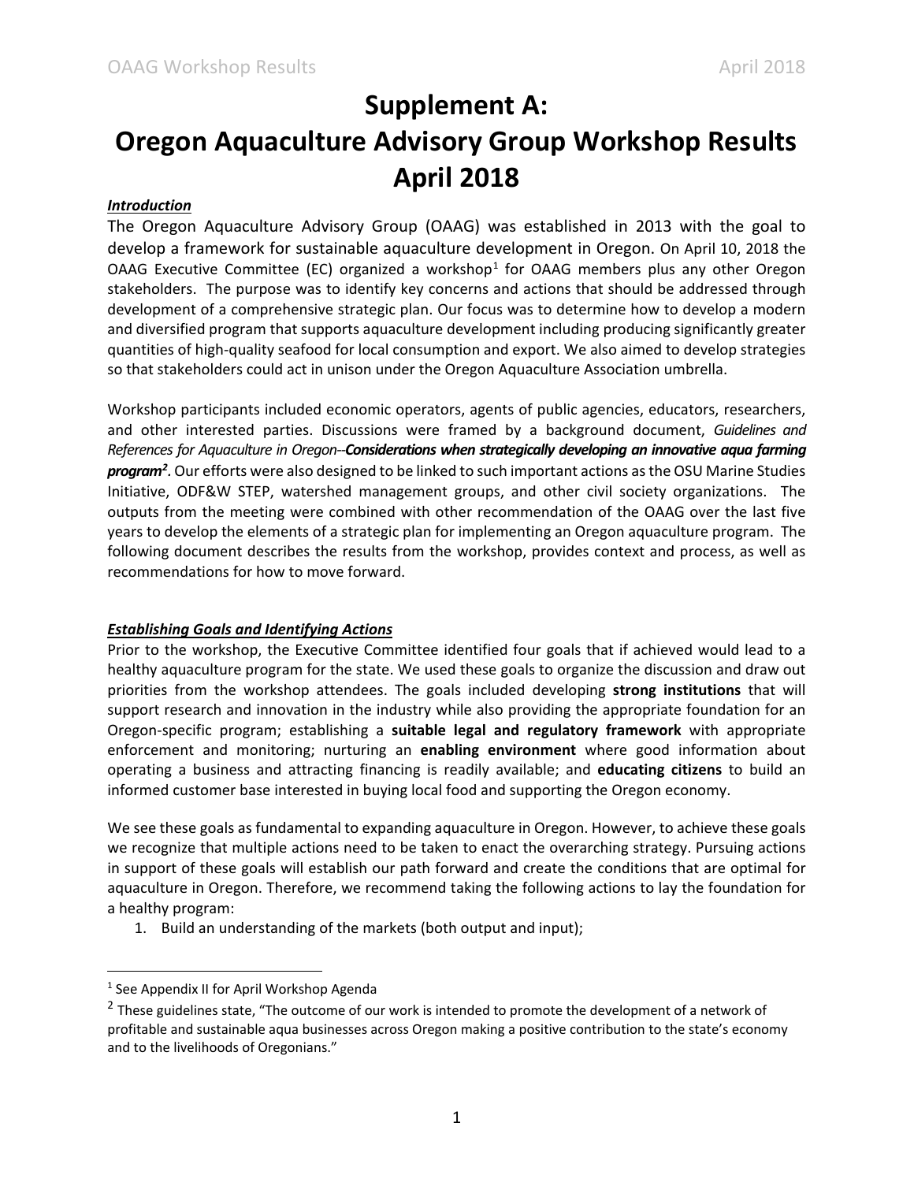# Supplement A:
# Oregon Aquaculture Advisory Group Workshop Results April 2018

***Introduction***

The Oregon Aquaculture Advisory Group (OAAG) was established in 2013 with the goal to develop a framework for sustainable aquaculture development in Oregon. On April 10, 2018 the OAAG Executive Committee (EC) organized a workshop[1] for OAAG members plus any other Oregon stakeholders. The purpose was to identify key concerns and actions that should be addressed through development of a comprehensive strategic plan. Our focus was to determine how to develop a modern and diversified program that supports aquaculture development including producing significantly greater quantities of high-quality seafood for local consumption and export. We also aimed to develop strategies so that stakeholders could act in unison under the Oregon Aquaculture Association umbrella.

Workshop participants included economic operators, agents of public agencies, educators, researchers, and other interested parties. Discussions were framed by a background document, *Guidelines and References for Aquaculture in Oregon--**Considerations when strategically developing an innovative aqua farming program**[2].* Our efforts were also designed to be linked to such important actions as the OSU Marine Studies Initiative, ODF&W STEP, watershed management groups, and other civil society organizations. The outputs from the meeting were combined with other recommendation of the OAAG over the last five years to develop the elements of a strategic plan for implementing an Oregon aquaculture program. The following document describes the results from the workshop, provides context and process, as well as recommendations for how to move forward.

***Establishing Goals and Identifying Actions***

Prior to the workshop, the Executive Committee identified four goals that if achieved would lead to a healthy aquaculture program for the state. We used these goals to organize the discussion and draw out priorities from the workshop attendees. The goals included developing **strong institutions** that will support research and innovation in the industry while also providing the appropriate foundation for an Oregon-specific program; establishing a **suitable legal and regulatory framework** with appropriate enforcement and monitoring; nurturing an **enabling environment** where good information about operating a business and attracting financing is readily available; and **educating citizens** to build an informed customer base interested in buying local food and supporting the Oregon economy.

We see these goals as fundamental to expanding aquaculture in Oregon. However, to achieve these goals we recognize that multiple actions need to be taken to enact the overarching strategy. Pursuing actions in support of these goals will establish our path forward and create the conditions that are optimal for aquaculture in Oregon. Therefore, we recommend taking the following actions to lay the foundation for a healthy program:

1. Build an understanding of the markets (both output and input);

---

[1] See Appendix II for April Workshop Agenda

[2] These guidelines state, "The outcome of our work is intended to promote the development of a network of profitable and sustainable aqua businesses across Oregon making a positive contribution to the state's economy and to the livelihoods of Oregonians."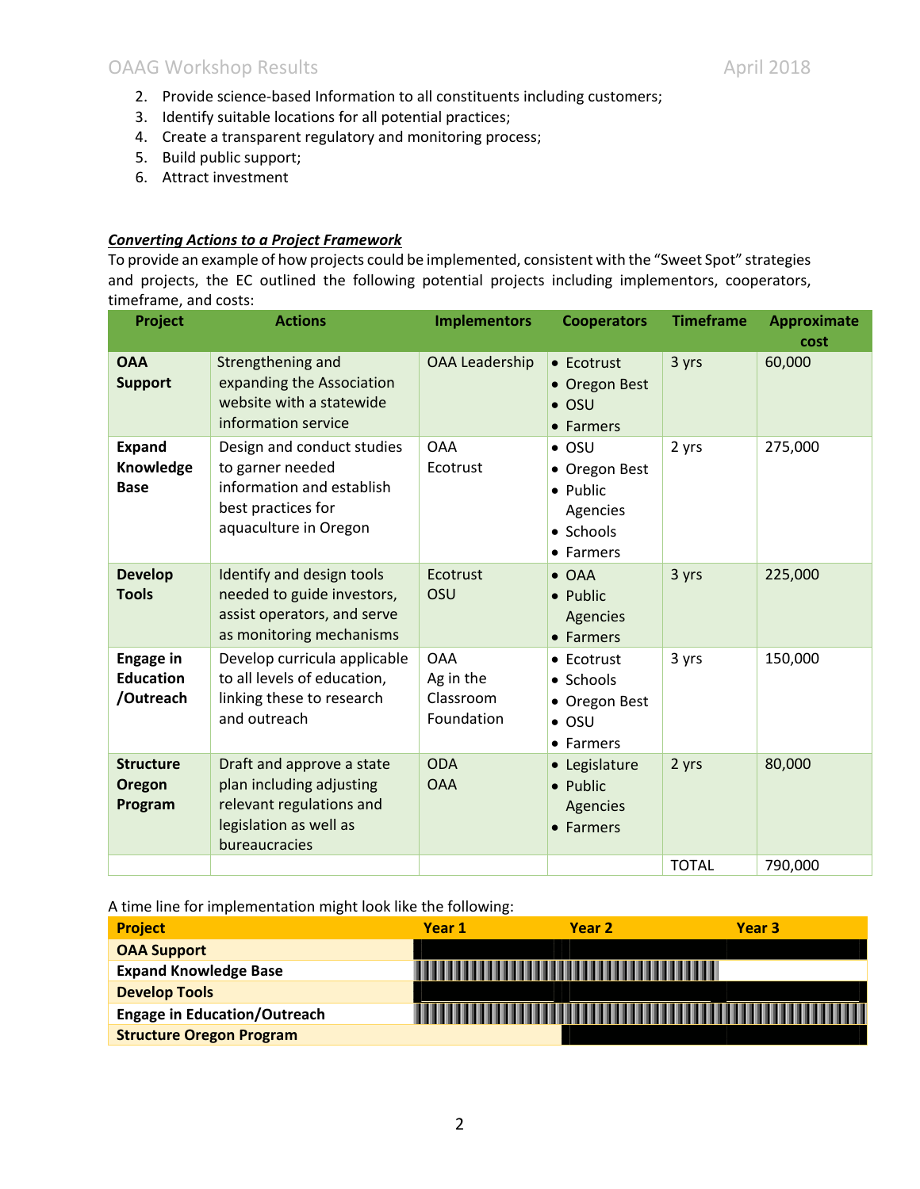2. Provide science-based Information to all constituents including customers;
3. Identify suitable locations for all potential practices;
4. Create a transparent regulatory and monitoring process;
5. Build public support;
6. Attract investment

***Converting Actions to a Project Framework***

To provide an example of how projects could be implemented, consistent with the "Sweet Spot" strategies and projects, the EC outlined the following potential projects including implementors, cooperators, timeframe, and costs:

| Project | Actions | Implementors | Cooperators | Timeframe | Approximate cost |
|---|---|---|---|---|---|
| **OAA Support** | Strengthening and expanding the Association website with a statewide information service | OAA Leadership | • Ecotrust<br>• Oregon Best<br>• OSU<br>• Farmers | 3 yrs | 60,000 |
| **Expand Knowledge Base** | Design and conduct studies to garner needed information and establish best practices for aquaculture in Oregon | OAA<br>Ecotrust | • OSU<br>• Oregon Best<br>• Public Agencies<br>• Schools<br>• Farmers | 2 yrs | 275,000 |
| **Develop Tools** | Identify and design tools needed to guide investors, assist operators, and serve as monitoring mechanisms | Ecotrust<br>OSU | • OAA<br>• Public Agencies<br>• Farmers | 3 yrs | 225,000 |
| **Engage in Education /Outreach** | Develop curricula applicable to all levels of education, linking these to research and outreach | OAA<br>Ag in the Classroom Foundation | • Ecotrust<br>• Schools<br>• Oregon Best<br>• OSU<br>• Farmers | 3 yrs | 150,000 |
| **Structure Oregon Program** | Draft and approve a state plan including adjusting relevant regulations and legislation as well as bureaucracies | ODA<br>OAA | • Legislature<br>• Public Agencies<br>• Farmers | 2 yrs | 80,000 |
| | | | | TOTAL | 790,000 |

A time line for implementation might look like the following:

| Project | Year 1 | Year 2 | Year 3 |
|---|---|---|---|
| **OAA Support** | ■ | ■ | ■ |
| **Expand Knowledge Base** | ■ | ■ | |
| **Develop Tools** | ■ | ■ | ■ |
| **Engage in Education/Outreach** | ■ | ■ | ■ |
| **Structure Oregon Program** | | ■ | ■ |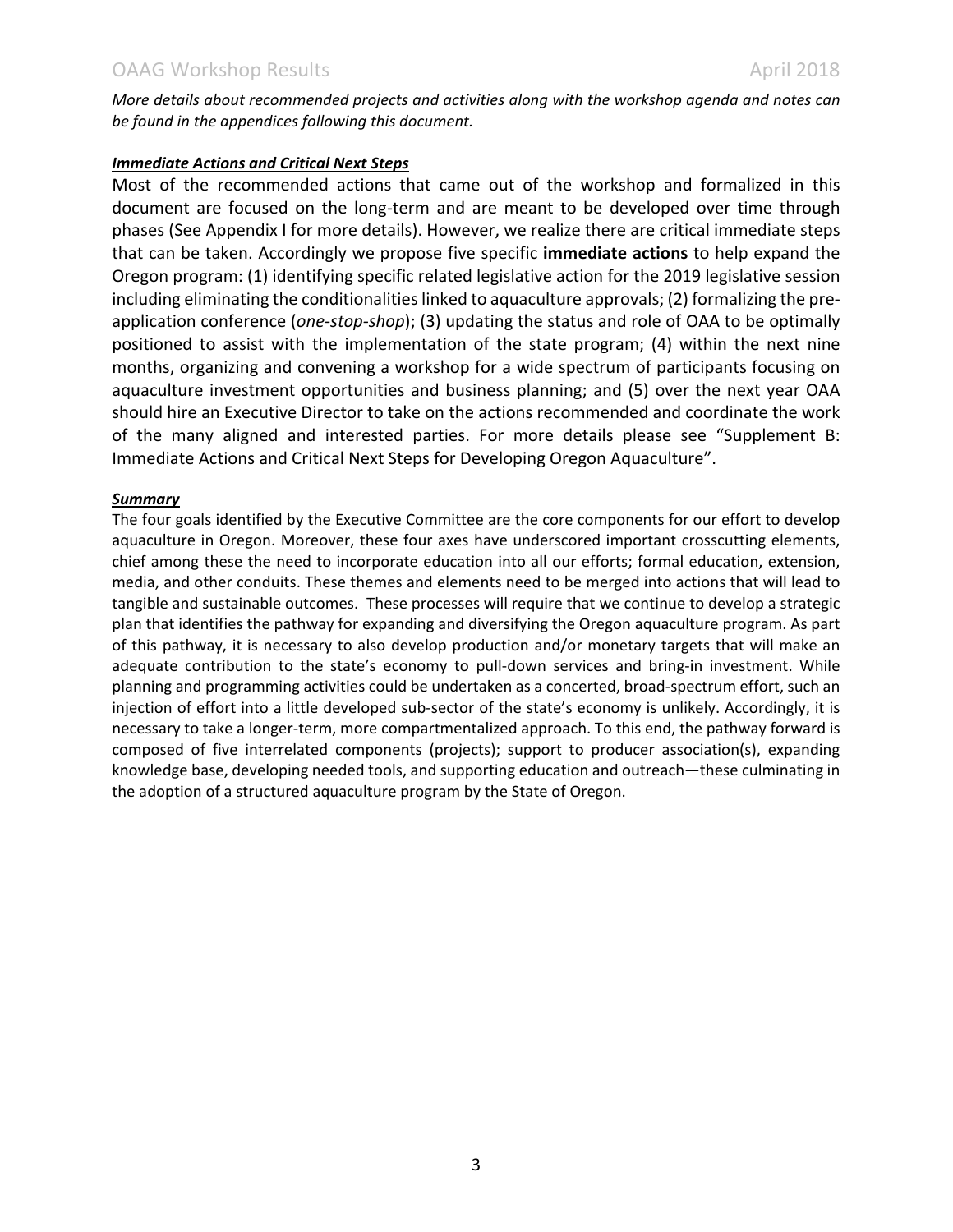*More details about recommended projects and activities along with the workshop agenda and notes can be found in the appendices following this document.*

### ***Immediate Actions and Critical Next Steps***

Most of the recommended actions that came out of the workshop and formalized in this document are focused on the long-term and are meant to be developed over time through phases (See Appendix I for more details). However, we realize there are critical immediate steps that can be taken. Accordingly we propose five specific **immediate actions** to help expand the Oregon program: (1) identifying specific related legislative action for the 2019 legislative session including eliminating the conditionalities linked to aquaculture approvals; (2) formalizing the pre-application conference (*one-stop-shop*); (3) updating the status and role of OAA to be optimally positioned to assist with the implementation of the state program; (4) within the next nine months, organizing and convening a workshop for a wide spectrum of participants focusing on aquaculture investment opportunities and business planning; and (5) over the next year OAA should hire an Executive Director to take on the actions recommended and coordinate the work of the many aligned and interested parties. For more details please see "Supplement B: Immediate Actions and Critical Next Steps for Developing Oregon Aquaculture".

### ***Summary***

The four goals identified by the Executive Committee are the core components for our effort to develop aquaculture in Oregon. Moreover, these four axes have underscored important crosscutting elements, chief among these the need to incorporate education into all our efforts; formal education, extension, media, and other conduits. These themes and elements need to be merged into actions that will lead to tangible and sustainable outcomes. These processes will require that we continue to develop a strategic plan that identifies the pathway for expanding and diversifying the Oregon aquaculture program. As part of this pathway, it is necessary to also develop production and/or monetary targets that will make an adequate contribution to the state's economy to pull-down services and bring-in investment. While planning and programming activities could be undertaken as a concerted, broad-spectrum effort, such an injection of effort into a little developed sub-sector of the state's economy is unlikely. Accordingly, it is necessary to take a longer-term, more compartmentalized approach. To this end, the pathway forward is composed of five interrelated components (projects); support to producer association(s), expanding knowledge base, developing needed tools, and supporting education and outreach—these culminating in the adoption of a structured aquaculture program by the State of Oregon.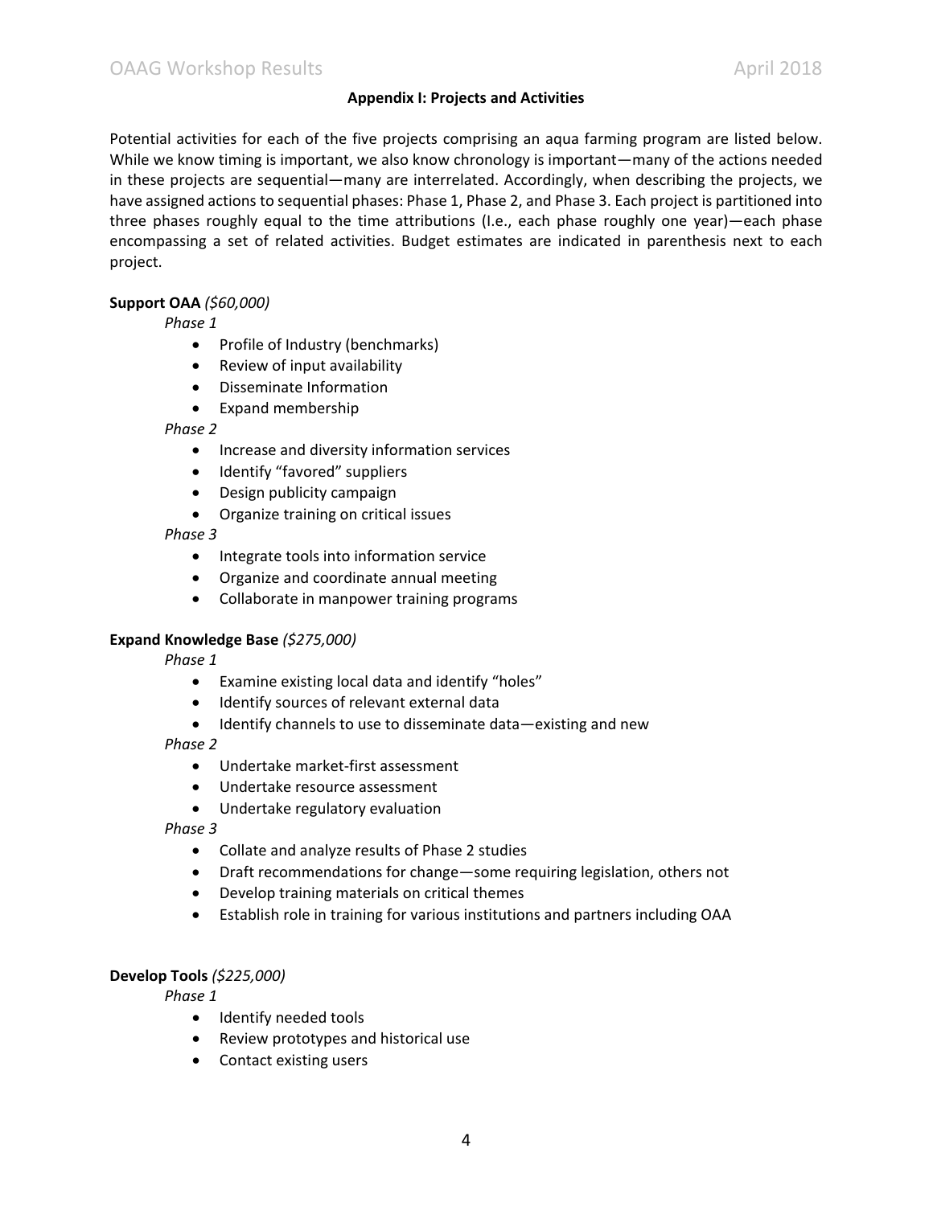## Appendix I: Projects and Activities

Potential activities for each of the five projects comprising an aqua farming program are listed below. While we know timing is important, we also know chronology is important—many of the actions needed in these projects are sequential—many are interrelated. Accordingly, when describing the projects, we have assigned actions to sequential phases: Phase 1, Phase 2, and Phase 3. Each project is partitioned into three phases roughly equal to the time attributions (I.e., each phase roughly one year)—each phase encompassing a set of related activities. Budget estimates are indicated in parenthesis next to each project.

**Support OAA** *($60,000)*

*Phase 1*

- Profile of Industry (benchmarks)
- Review of input availability
- Disseminate Information
- Expand membership

*Phase 2*

- Increase and diversity information services
- Identify "favored" suppliers
- Design publicity campaign
- Organize training on critical issues

*Phase 3*

- Integrate tools into information service
- Organize and coordinate annual meeting
- Collaborate in manpower training programs

**Expand Knowledge Base** *($275,000)*

*Phase 1*

- Examine existing local data and identify "holes"
- Identify sources of relevant external data
- Identify channels to use to disseminate data—existing and new

*Phase 2*

- Undertake market-first assessment
- Undertake resource assessment
- Undertake regulatory evaluation

*Phase 3*

- Collate and analyze results of Phase 2 studies
- Draft recommendations for change—some requiring legislation, others not
- Develop training materials on critical themes
- Establish role in training for various institutions and partners including OAA

**Develop Tools** *($225,000)*

*Phase 1*

- Identify needed tools
- Review prototypes and historical use
- Contact existing users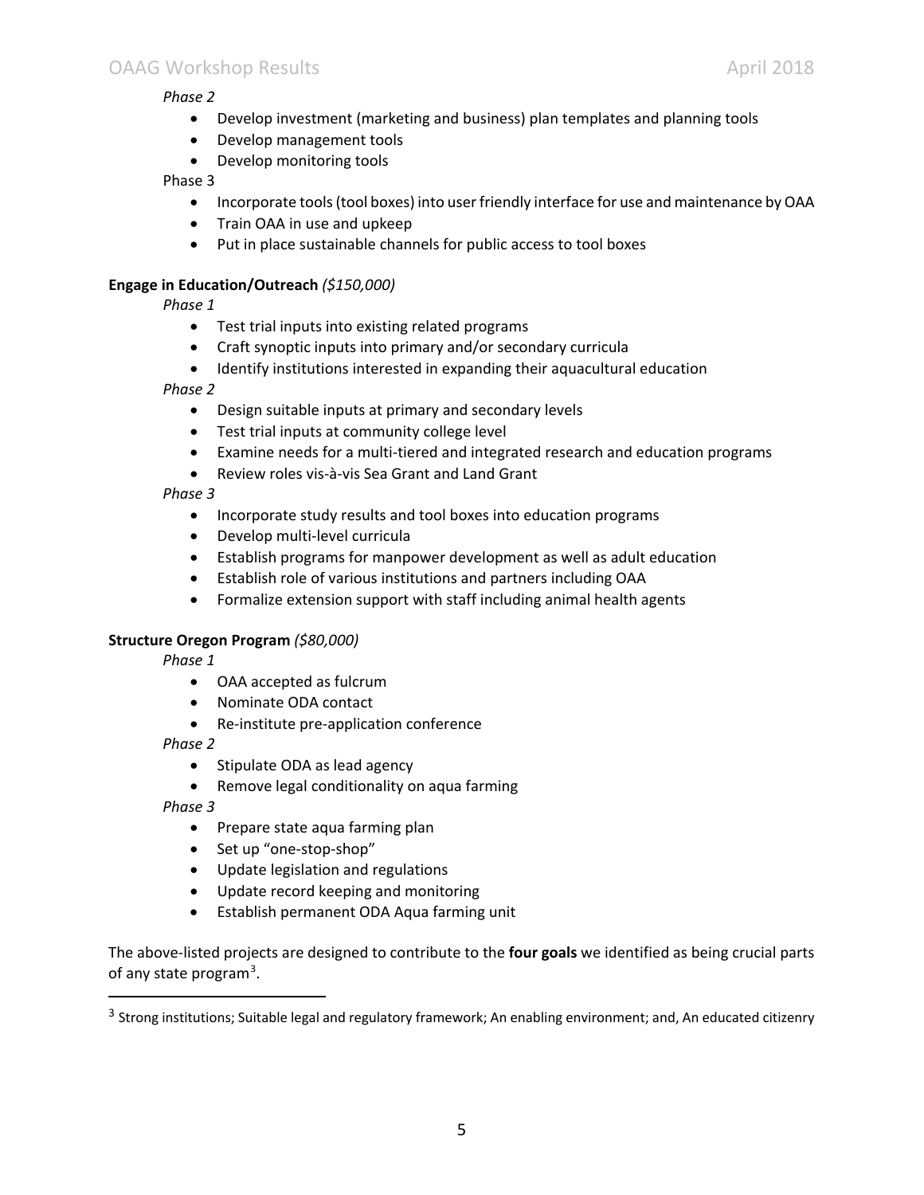*Phase 2*

- Develop investment (marketing and business) plan templates and planning tools
- Develop management tools
- Develop monitoring tools

Phase 3

- Incorporate tools (tool boxes) into user friendly interface for use and maintenance by OAA
- Train OAA in use and upkeep
- Put in place sustainable channels for public access to tool boxes

**Engage in Education/Outreach** *($150,000)*

*Phase 1*

- Test trial inputs into existing related programs
- Craft synoptic inputs into primary and/or secondary curricula
- Identify institutions interested in expanding their aquacultural education

*Phase 2*

- Design suitable inputs at primary and secondary levels
- Test trial inputs at community college level
- Examine needs for a multi-tiered and integrated research and education programs
- Review roles vis-à-vis Sea Grant and Land Grant

*Phase 3*

- Incorporate study results and tool boxes into education programs
- Develop multi-level curricula
- Establish programs for manpower development as well as adult education
- Establish role of various institutions and partners including OAA
- Formalize extension support with staff including animal health agents

**Structure Oregon Program** *($80,000)*

*Phase 1*

- OAA accepted as fulcrum
- Nominate ODA contact
- Re-institute pre-application conference

*Phase 2*

- Stipulate ODA as lead agency
- Remove legal conditionality on aqua farming

*Phase 3*

- Prepare state aqua farming plan
- Set up "one-stop-shop"
- Update legislation and regulations
- Update record keeping and monitoring
- Establish permanent ODA Aqua farming unit

The above-listed projects are designed to contribute to the **four goals** we identified as being crucial parts of any state program[3].

[3] Strong institutions; Suitable legal and regulatory framework; An enabling environment; and, An educated citizenry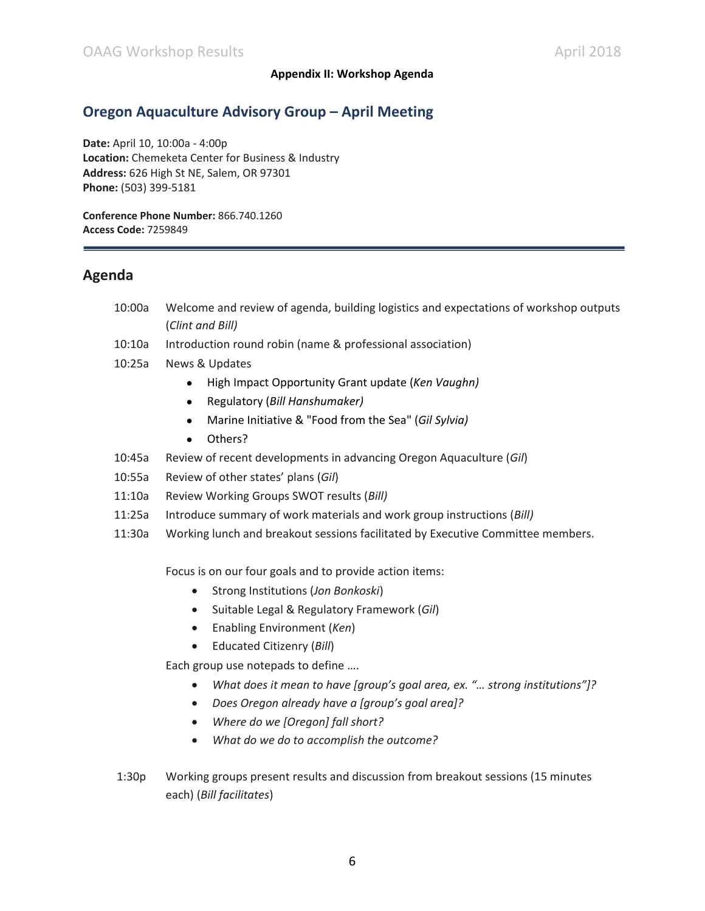**Appendix II: Workshop Agenda**

## Oregon Aquaculture Advisory Group – April Meeting

**Date:** April 10, 10:00a - 4:00p
**Location:** Chemeketa Center for Business & Industry
**Address:** 626 High St NE, Salem, OR 97301
**Phone:** (503) 399-5181

**Conference Phone Number:** 866.740.1260
**Access Code:** 7259849

## Agenda

10:00a Welcome and review of agenda, building logistics and expectations of workshop outputs (*Clint and Bill)*

10:10a Introduction round robin (name & professional association)

10:25a News & Updates

- High Impact Opportunity Grant update (*Ken Vaughn)*
- Regulatory (*Bill Hanshumaker)*
- Marine Initiative & "Food from the Sea" (*Gil Sylvia)*
- Others?

10:45a Review of recent developments in advancing Oregon Aquaculture (*Gil*)

10:55a Review of other states' plans (*Gil*)

11:10a Review Working Groups SWOT results (*Bill)*

11:25a Introduce summary of work materials and work group instructions (*Bill)*

11:30a Working lunch and breakout sessions facilitated by Executive Committee members.

Focus is on our four goals and to provide action items:

- Strong Institutions (*Jon Bonkoski*)
- Suitable Legal & Regulatory Framework (*Gil*)
- Enabling Environment (*Ken*)
- Educated Citizenry (*Bill*)

Each group use notepads to define ….

- *What does it mean to have [group's goal area, ex. "… strong institutions"]?*
- *Does Oregon already have a [group's goal area]?*
- *Where do we [Oregon] fall short?*
- *What do we do to accomplish the outcome?*

1:30p Working groups present results and discussion from breakout sessions (15 minutes each) (*Bill facilitates*)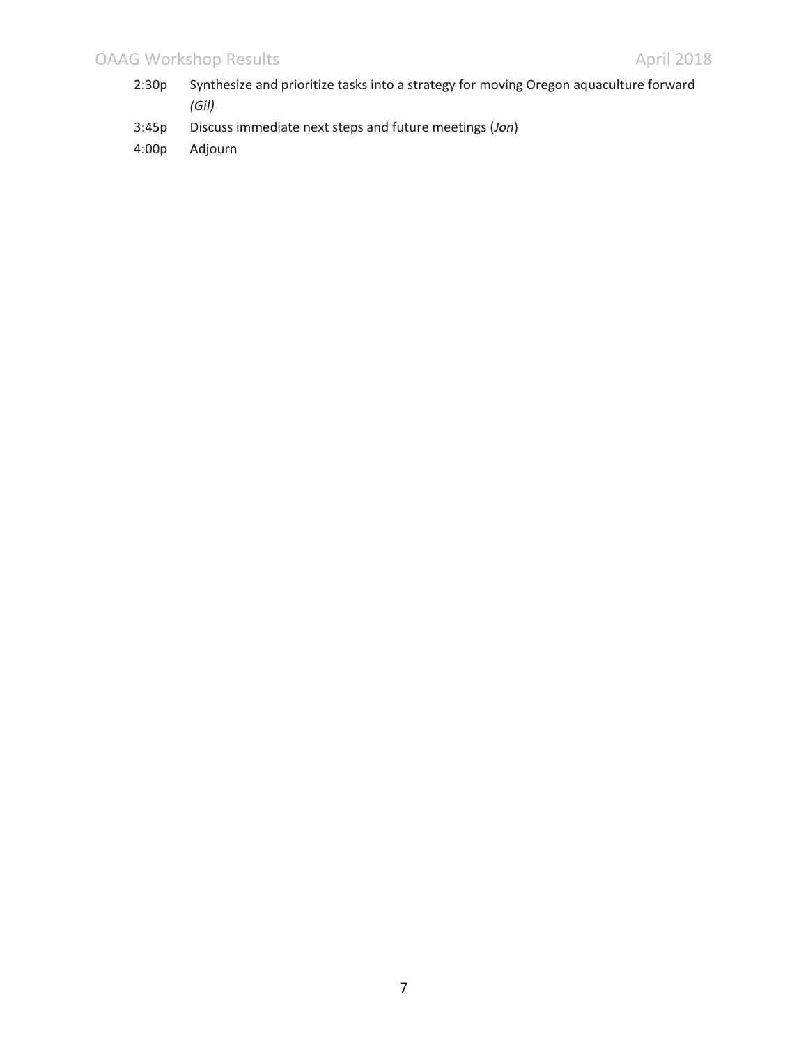2:30p Synthesize and prioritize tasks into a strategy for moving Oregon aquaculture forward *(Gil)*

3:45p Discuss immediate next steps and future meetings (*Jon*)

4:00p Adjourn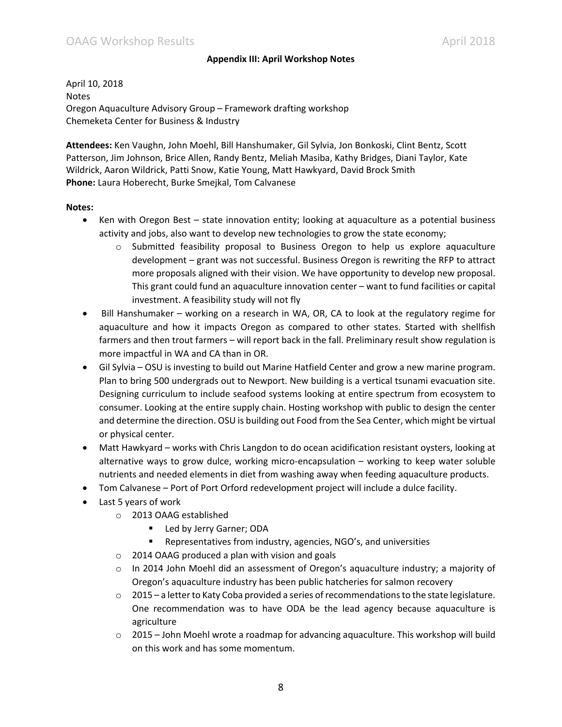**Appendix III: April Workshop Notes**

April 10, 2018
Notes
Oregon Aquaculture Advisory Group – Framework drafting workshop
Chemeketa Center for Business & Industry

**Attendees:** Ken Vaughn, John Moehl, Bill Hanshumaker, Gil Sylvia, Jon Bonkoski, Clint Bentz, Scott Patterson, Jim Johnson, Brice Allen, Randy Bentz, Meliah Masiba, Kathy Bridges, Diani Taylor, Kate Wildrick, Aaron Wildrick, Patti Snow, Katie Young, Matt Hawkyard, David Brock Smith
**Phone:** Laura Hoberecht, Burke Smejkal, Tom Calvanese

**Notes:**

- Ken with Oregon Best – state innovation entity; looking at aquaculture as a potential business activity and jobs, also want to develop new technologies to grow the state economy;
  - Submitted feasibility proposal to Business Oregon to help us explore aquaculture development – grant was not successful. Business Oregon is rewriting the RFP to attract more proposals aligned with their vision. We have opportunity to develop new proposal. This grant could fund an aquaculture innovation center – want to fund facilities or capital investment. A feasibility study will not fly
- Bill Hanshumaker – working on a research in WA, OR, CA to look at the regulatory regime for aquaculture and how it impacts Oregon as compared to other states. Started with shellfish farmers and then trout farmers – will report back in the fall. Preliminary result show regulation is more impactful in WA and CA than in OR.
- Gil Sylvia – OSU is investing to build out Marine Hatfield Center and grow a new marine program. Plan to bring 500 undergrads out to Newport. New building is a vertical tsunami evacuation site. Designing curriculum to include seafood systems looking at entire spectrum from ecosystem to consumer. Looking at the entire supply chain. Hosting workshop with public to design the center and determine the direction. OSU is building out Food from the Sea Center, which might be virtual or physical center.
- Matt Hawkyard – works with Chris Langdon to do ocean acidification resistant oysters, looking at alternative ways to grow dulce, working micro-encapsulation – working to keep water soluble nutrients and needed elements in diet from washing away when feeding aquaculture products.
- Tom Calvanese – Port of Port Orford redevelopment project will include a dulce facility.
- Last 5 years of work
  - 2013 OAAG established
    - Led by Jerry Garner; ODA
    - Representatives from industry, agencies, NGO's, and universities
  - 2014 OAAG produced a plan with vision and goals
  - In 2014 John Moehl did an assessment of Oregon's aquaculture industry; a majority of Oregon's aquaculture industry has been public hatcheries for salmon recovery
  - 2015 – a letter to Katy Coba provided a series of recommendations to the state legislature. One recommendation was to have ODA be the lead agency because aquaculture is agriculture
  - 2015 – John Moehl wrote a roadmap for advancing aquaculture. This workshop will build on this work and has some momentum.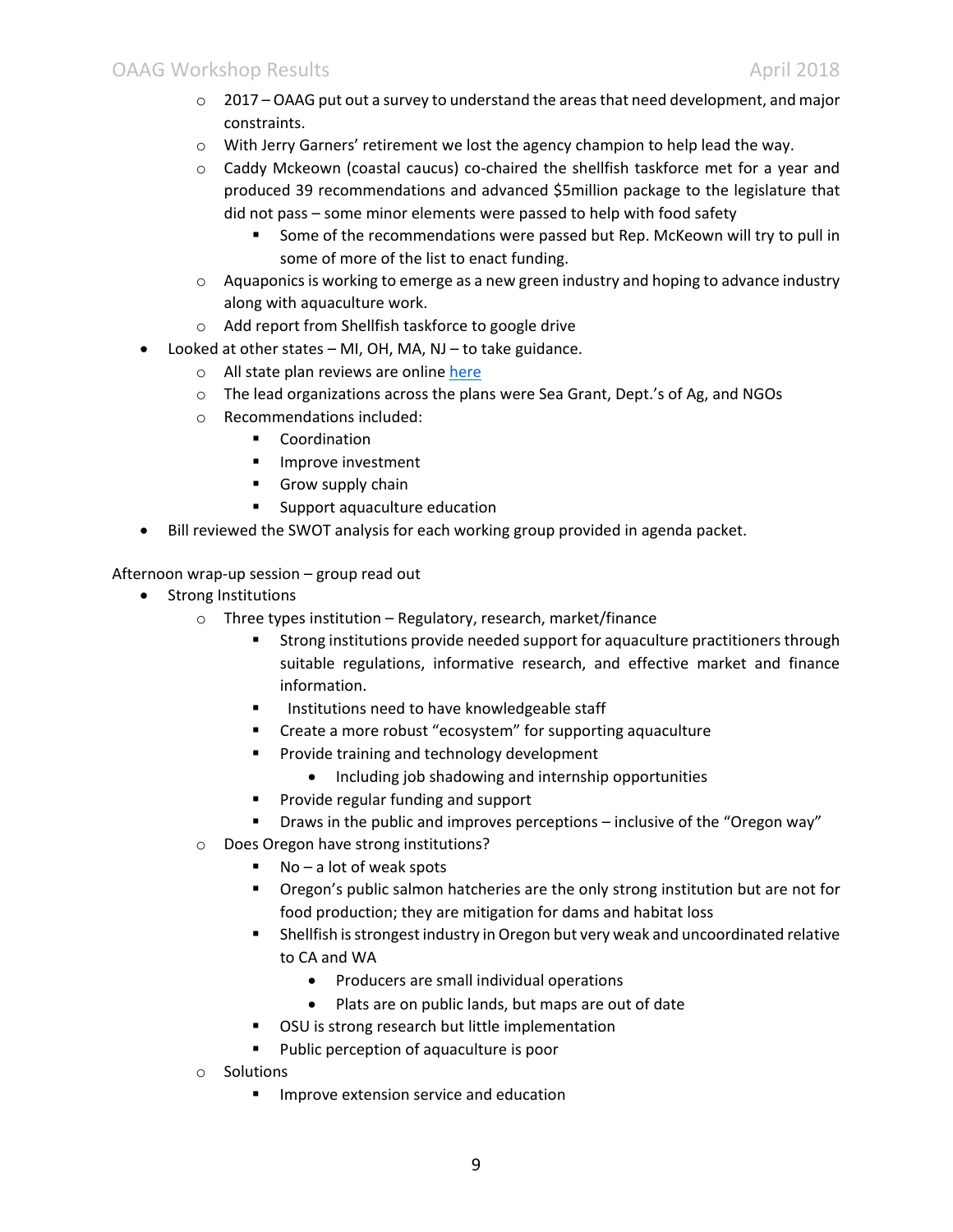- 2017 – OAAG put out a survey to understand the areas that need development, and major constraints.
  - With Jerry Garners' retirement we lost the agency champion to help lead the way.
  - Caddy Mckeown (coastal caucus) co-chaired the shellfish taskforce met for a year and produced 39 recommendations and advanced $5million package to the legislature that did not pass – some minor elements were passed to help with food safety
    - Some of the recommendations were passed but Rep. McKeown will try to pull in some of more of the list to enact funding.
  - Aquaponics is working to emerge as a new green industry and hoping to advance industry along with aquaculture work.
  - Add report from Shellfish taskforce to google drive
- Looked at other states – MI, OH, MA, NJ – to take guidance.
  - All state plan reviews are online here
  - The lead organizations across the plans were Sea Grant, Dept.'s of Ag, and NGOs
  - Recommendations included:
    - Coordination
    - Improve investment
    - Grow supply chain
    - Support aquaculture education
- Bill reviewed the SWOT analysis for each working group provided in agenda packet.

Afternoon wrap-up session – group read out

- Strong Institutions
  - Three types institution – Regulatory, research, market/finance
    - Strong institutions provide needed support for aquaculture practitioners through suitable regulations, informative research, and effective market and finance information.
    - Institutions need to have knowledgeable staff
    - Create a more robust "ecosystem" for supporting aquaculture
    - Provide training and technology development
      - Including job shadowing and internship opportunities
    - Provide regular funding and support
    - Draws in the public and improves perceptions – inclusive of the "Oregon way"
  - Does Oregon have strong institutions?
    - No – a lot of weak spots
    - Oregon's public salmon hatcheries are the only strong institution but are not for food production; they are mitigation for dams and habitat loss
    - Shellfish is strongest industry in Oregon but very weak and uncoordinated relative to CA and WA
      - Producers are small individual operations
      - Plats are on public lands, but maps are out of date
    - OSU is strong research but little implementation
    - Public perception of aquaculture is poor
  - Solutions
    - Improve extension service and education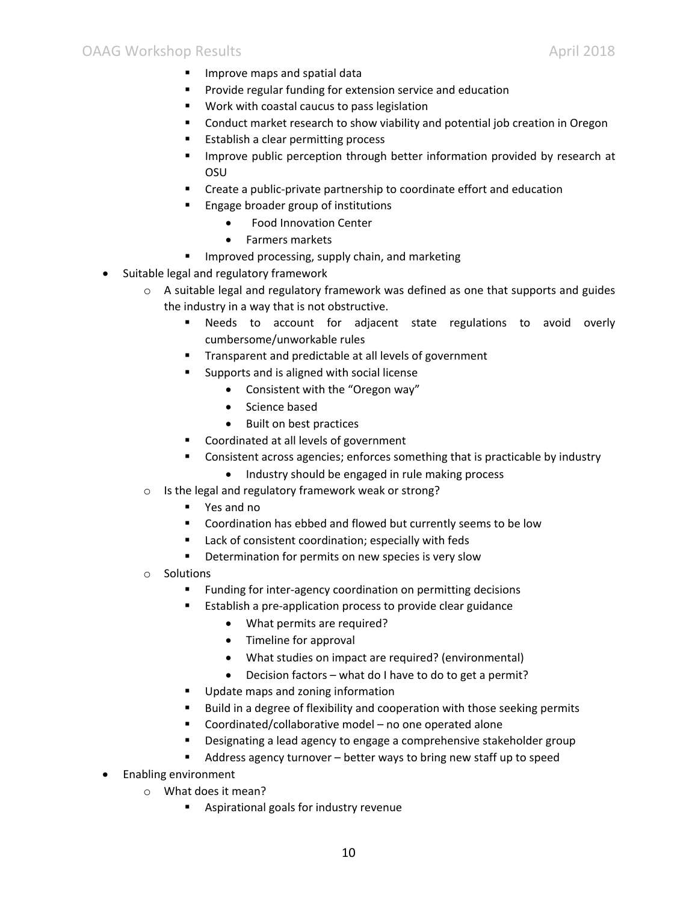- Improve maps and spatial data
        - Provide regular funding for extension service and education
        - Work with coastal caucus to pass legislation
        - Conduct market research to show viability and potential job creation in Oregon
        - Establish a clear permitting process
        - Improve public perception through better information provided by research at OSU
        - Create a public-private partnership to coordinate effort and education
        - Engage broader group of institutions
            - Food Innovation Center
            - Farmers markets
        - Improved processing, supply chain, and marketing

- Suitable legal and regulatory framework
    - A suitable legal and regulatory framework was defined as one that supports and guides the industry in a way that is not obstructive.
        - Needs to account for adjacent state regulations to avoid overly cumbersome/unworkable rules
        - Transparent and predictable at all levels of government
        - Supports and is aligned with social license
            - Consistent with the "Oregon way"
            - Science based
            - Built on best practices
        - Coordinated at all levels of government
        - Consistent across agencies; enforces something that is practicable by industry
            - Industry should be engaged in rule making process
    - Is the legal and regulatory framework weak or strong?
        - Yes and no
        - Coordination has ebbed and flowed but currently seems to be low
        - Lack of consistent coordination; especially with feds
        - Determination for permits on new species is very slow
    - Solutions
        - Funding for inter-agency coordination on permitting decisions
        - Establish a pre-application process to provide clear guidance
            - What permits are required?
            - Timeline for approval
            - What studies on impact are required? (environmental)
            - Decision factors – what do I have to do to get a permit?
        - Update maps and zoning information
        - Build in a degree of flexibility and cooperation with those seeking permits
        - Coordinated/collaborative model – no one operated alone
        - Designating a lead agency to engage a comprehensive stakeholder group
        - Address agency turnover – better ways to bring new staff up to speed
- Enabling environment
    - What does it mean?
        - Aspirational goals for industry revenue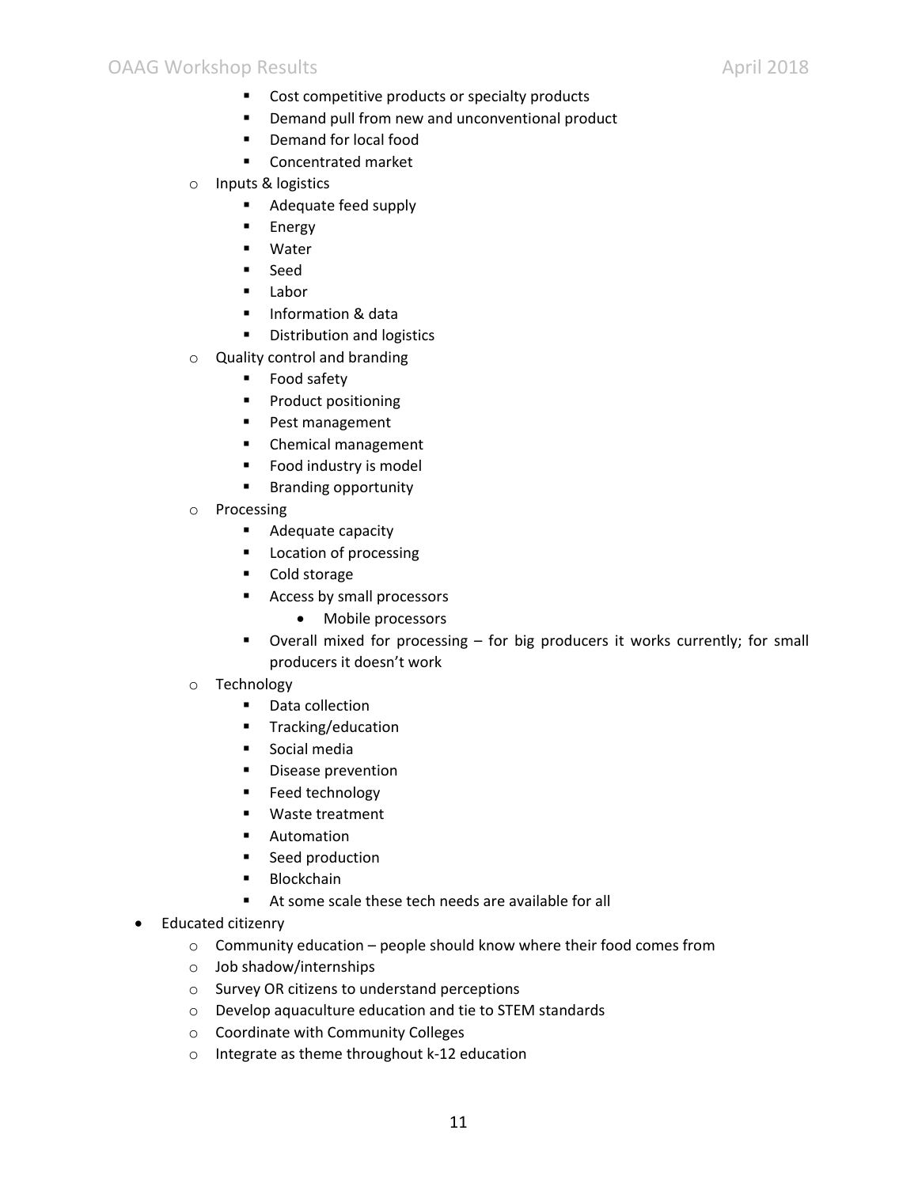- Cost competitive products or specialty products
        - Demand pull from new and unconventional product
        - Demand for local food
        - Concentrated market
    - Inputs & logistics
        - Adequate feed supply
        - Energy
        - Water
        - Seed
        - Labor
        - Information & data
        - Distribution and logistics
    - Quality control and branding
        - Food safety
        - Product positioning
        - Pest management
        - Chemical management
        - Food industry is model
        - Branding opportunity
    - Processing
        - Adequate capacity
        - Location of processing
        - Cold storage
        - Access by small processors
            - Mobile processors
        - Overall mixed for processing – for big producers it works currently; for small producers it doesn't work
    - Technology
        - Data collection
        - Tracking/education
        - Social media
        - Disease prevention
        - Feed technology
        - Waste treatment
        - Automation
        - Seed production
        - Blockchain
        - At some scale these tech needs are available for all
- Educated citizenry
    - Community education – people should know where their food comes from
    - Job shadow/internships
    - Survey OR citizens to understand perceptions
    - Develop aquaculture education and tie to STEM standards
    - Coordinate with Community Colleges
    - Integrate as theme throughout k-12 education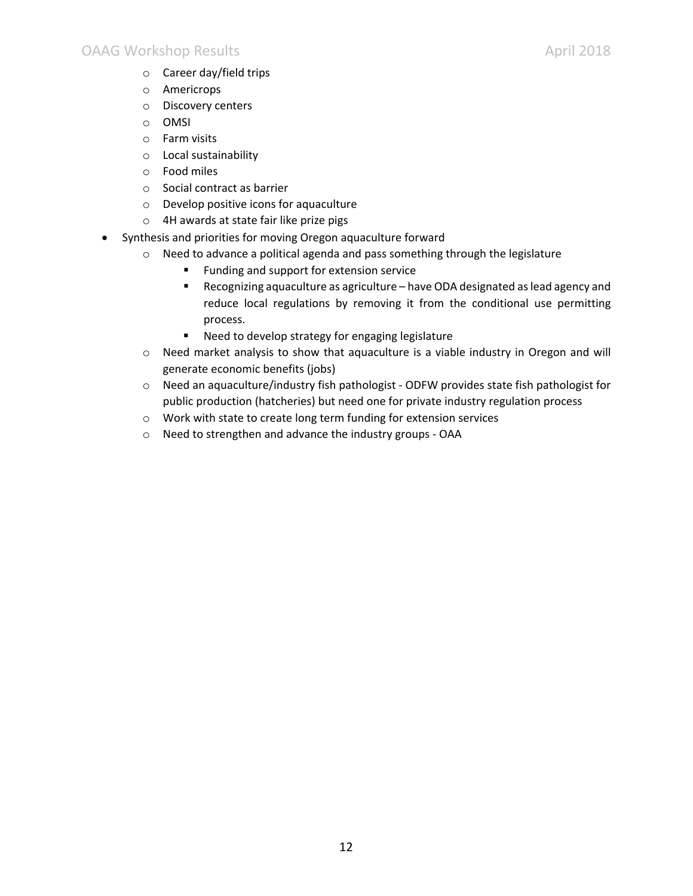- Career day/field trips
    - Americrops
    - Discovery centers
    - OMSI
    - Farm visits
    - Local sustainability
    - Food miles
    - Social contract as barrier
    - Develop positive icons for aquaculture
    - 4H awards at state fair like prize pigs
- Synthesis and priorities for moving Oregon aquaculture forward
    - Need to advance a political agenda and pass something through the legislature
        - Funding and support for extension service
        - Recognizing aquaculture as agriculture – have ODA designated as lead agency and reduce local regulations by removing it from the conditional use permitting process.
        - Need to develop strategy for engaging legislature
    - Need market analysis to show that aquaculture is a viable industry in Oregon and will generate economic benefits (jobs)
    - Need an aquaculture/industry fish pathologist - ODFW provides state fish pathologist for public production (hatcheries) but need one for private industry regulation process
    - Work with state to create long term funding for extension services
    - Need to strengthen and advance the industry groups - OAA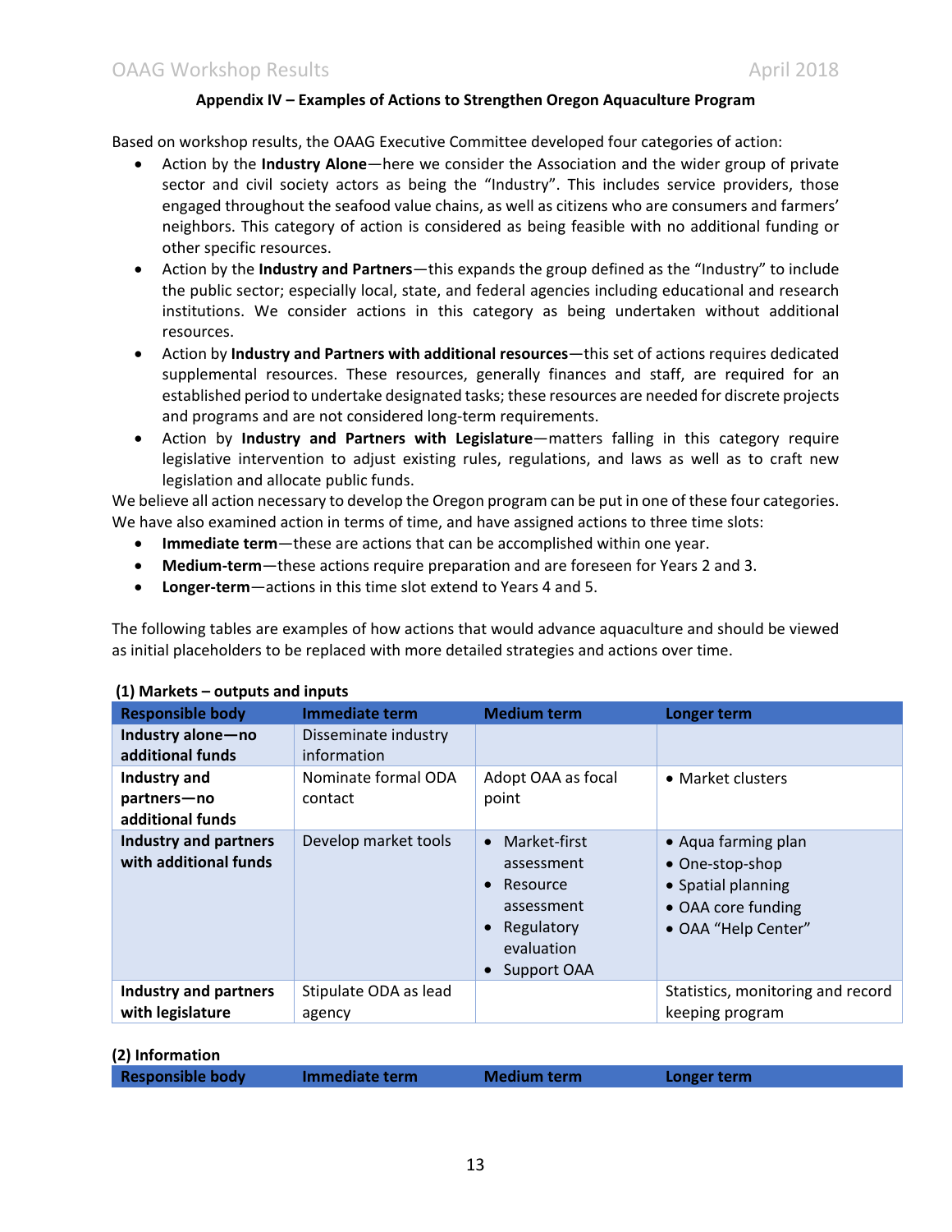### Appendix IV – Examples of Actions to Strengthen Oregon Aquaculture Program

Based on workshop results, the OAAG Executive Committee developed four categories of action:

- Action by the **Industry Alone**—here we consider the Association and the wider group of private sector and civil society actors as being the "Industry". This includes service providers, those engaged throughout the seafood value chains, as well as citizens who are consumers and farmers' neighbors. This category of action is considered as being feasible with no additional funding or other specific resources.
- Action by the **Industry and Partners**—this expands the group defined as the "Industry" to include the public sector; especially local, state, and federal agencies including educational and research institutions. We consider actions in this category as being undertaken without additional resources.
- Action by **Industry and Partners with additional resources**—this set of actions requires dedicated supplemental resources. These resources, generally finances and staff, are required for an established period to undertake designated tasks; these resources are needed for discrete projects and programs and are not considered long-term requirements.
- Action by **Industry and Partners with Legislature**—matters falling in this category require legislative intervention to adjust existing rules, regulations, and laws as well as to craft new legislation and allocate public funds.

We believe all action necessary to develop the Oregon program can be put in one of these four categories. We have also examined action in terms of time, and have assigned actions to three time slots:

- **Immediate term**—these are actions that can be accomplished within one year.
- **Medium-term**—these actions require preparation and are foreseen for Years 2 and 3.
- **Longer-term**—actions in this time slot extend to Years 4 and 5.

The following tables are examples of how actions that would advance aquaculture and should be viewed as initial placeholders to be replaced with more detailed strategies and actions over time.

**(1) Markets – outputs and inputs**

| Responsible body | Immediate term | Medium term | Longer term |
|---|---|---|---|
| **Industry alone—no additional funds** | Disseminate industry information | | |
| **Industry and partners—no additional funds** | Nominate formal ODA contact | Adopt OAA as focal point | • Market clusters |
| **Industry and partners with additional funds** | Develop market tools | • Market-first assessment<br>• Resource assessment<br>• Regulatory evaluation<br>• Support OAA | • Aqua farming plan<br>• One-stop-shop<br>• Spatial planning<br>• OAA core funding<br>• OAA "Help Center" |
| **Industry and partners with legislature** | Stipulate ODA as lead agency | | Statistics, monitoring and record keeping program |

**(2) Information**

| Responsible body | Immediate term | Medium term | Longer term |
|---|---|---|---|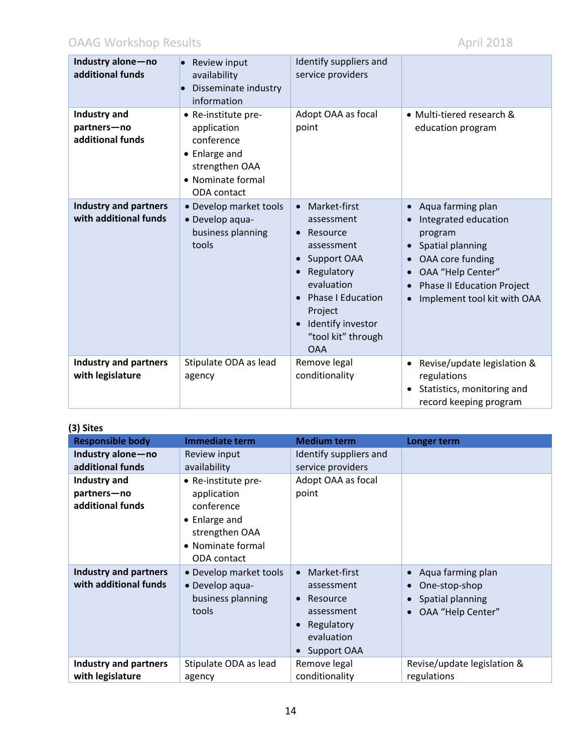| Industry alone—no additional funds | • Review input availability<br>• Disseminate industry information | Identify suppliers and service providers | |
|---|---|---|---|
| **Industry and partners—no additional funds** | • Re-institute pre-application conference<br>• Enlarge and strengthen OAA<br>• Nominate formal ODA contact | Adopt OAA as focal point | • Multi-tiered research & education program |
| **Industry and partners with additional funds** | • Develop market tools<br>• Develop aqua-business planning tools | • Market-first assessment<br>• Resource assessment<br>• Support OAA<br>• Regulatory evaluation<br>• Phase I Education Project<br>• Identify investor "tool kit" through OAA | • Aqua farming plan<br>• Integrated education program<br>• Spatial planning<br>• OAA core funding<br>• OAA "Help Center"<br>• Phase II Education Project<br>• Implement tool kit with OAA |
| **Industry and partners with legislature** | Stipulate ODA as lead agency | Remove legal conditionality | • Revise/update legislation & regulations<br>• Statistics, monitoring and record keeping program |

**(3) Sites**

| Responsible body | Immediate term | Medium term | Longer term |
|---|---|---|---|
| **Industry alone—no additional funds** | Review input availability | Identify suppliers and service providers | |
| **Industry and partners—no additional funds** | • Re-institute pre-application conference<br>• Enlarge and strengthen OAA<br>• Nominate formal ODA contact | Adopt OAA as focal point | |
| **Industry and partners with additional funds** | • Develop market tools<br>• Develop aqua-business planning tools | • Market-first assessment<br>• Resource assessment<br>• Regulatory evaluation<br>• Support OAA | • Aqua farming plan<br>• One-stop-shop<br>• Spatial planning<br>• OAA "Help Center" |
| **Industry and partners with legislature** | Stipulate ODA as lead agency | Remove legal conditionality | Revise/update legislation & regulations |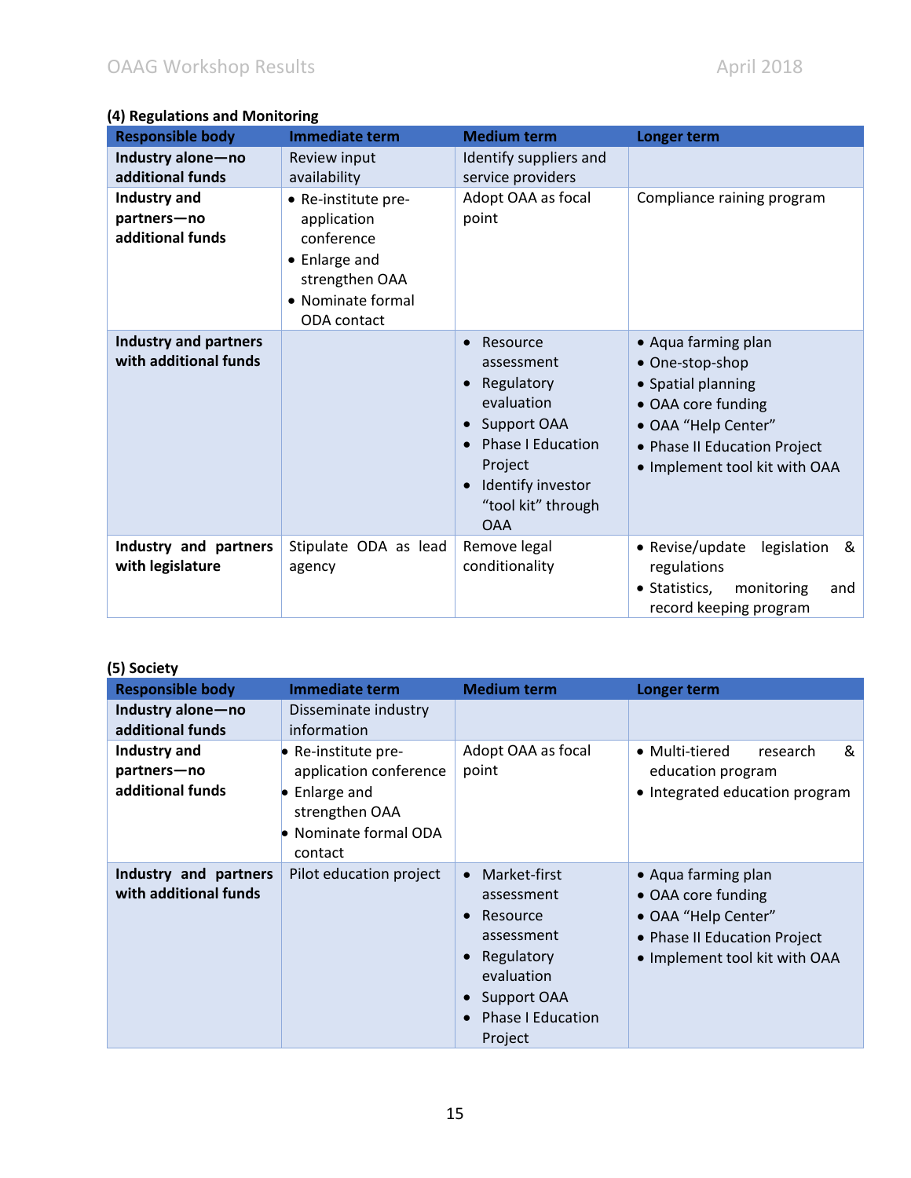**(4) Regulations and Monitoring**

| Responsible body | Immediate term | Medium term | Longer term |
|---|---|---|---|
| **Industry alone—no additional funds** | Review input availability | Identify suppliers and service providers | |
| **Industry and partners—no additional funds** | • Re-institute pre-application conference<br>• Enlarge and strengthen OAA<br>• Nominate formal ODA contact | Adopt OAA as focal point | Compliance raining program |
| **Industry and partners with additional funds** | | • Resource assessment<br>• Regulatory evaluation<br>• Support OAA<br>• Phase I Education Project<br>• Identify investor "tool kit" through OAA | • Aqua farming plan<br>• One-stop-shop<br>• Spatial planning<br>• OAA core funding<br>• OAA "Help Center"<br>• Phase II Education Project<br>• Implement tool kit with OAA |
| **Industry and partners with legislature** | Stipulate ODA as lead agency | Remove legal conditionality | • Revise/update legislation & regulations<br>• Statistics, monitoring and record keeping program |

**(5) Society**

| Responsible body | Immediate term | Medium term | Longer term |
|---|---|---|---|
| **Industry alone—no additional funds** | Disseminate industry information | | |
| **Industry and partners—no additional funds** | • Re-institute pre-application conference<br>• Enlarge and strengthen OAA<br>• Nominate formal ODA contact | Adopt OAA as focal point | • Multi-tiered research & education program<br>• Integrated education program |
| **Industry and partners with additional funds** | Pilot education project | • Market-first assessment<br>• Resource assessment<br>• Regulatory evaluation<br>• Support OAA<br>• Phase I Education Project | • Aqua farming plan<br>• OAA core funding<br>• OAA "Help Center"<br>• Phase II Education Project<br>• Implement tool kit with OAA |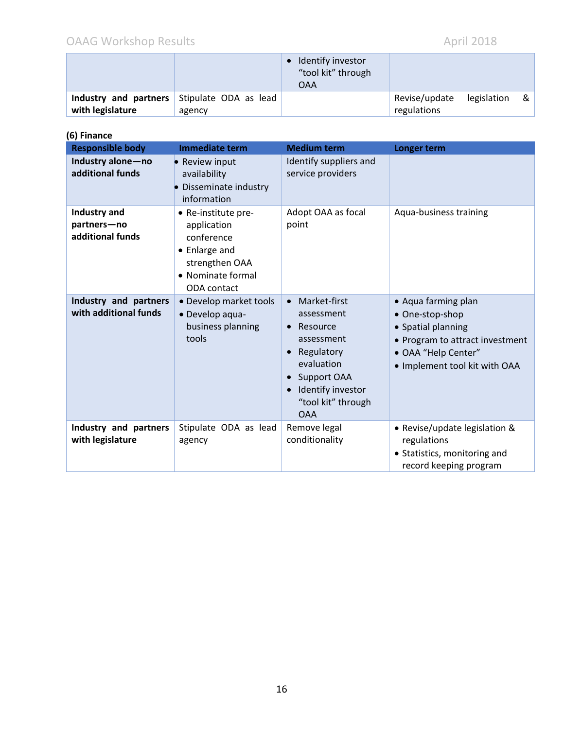| | | | |
|---|---|---|---|
| | | • Identify investor "tool kit" through OAA | |
| **Industry and partners with legislature** | Stipulate ODA as lead agency | | Revise/update legislation & regulations |

**(6) Finance**

| Responsible body | Immediate term | Medium term | Longer term |
|---|---|---|---|
| **Industry alone—no additional funds** | • Review input availability<br>• Disseminate industry information | Identify suppliers and service providers | |
| **Industry and partners—no additional funds** | • Re-institute pre-application conference<br>• Enlarge and strengthen OAA<br>• Nominate formal ODA contact | Adopt OAA as focal point | Aqua-business training |
| **Industry and partners with additional funds** | • Develop market tools<br>• Develop aqua-business planning tools | • Market-first assessment<br>• Resource assessment<br>• Regulatory evaluation<br>• Support OAA<br>• Identify investor "tool kit" through OAA | • Aqua farming plan<br>• One-stop-shop<br>• Spatial planning<br>• Program to attract investment<br>• OAA "Help Center"<br>• Implement tool kit with OAA |
| **Industry and partners with legislature** | Stipulate ODA as lead agency | Remove legal conditionality | • Revise/update legislation & regulations<br>• Statistics, monitoring and record keeping program |